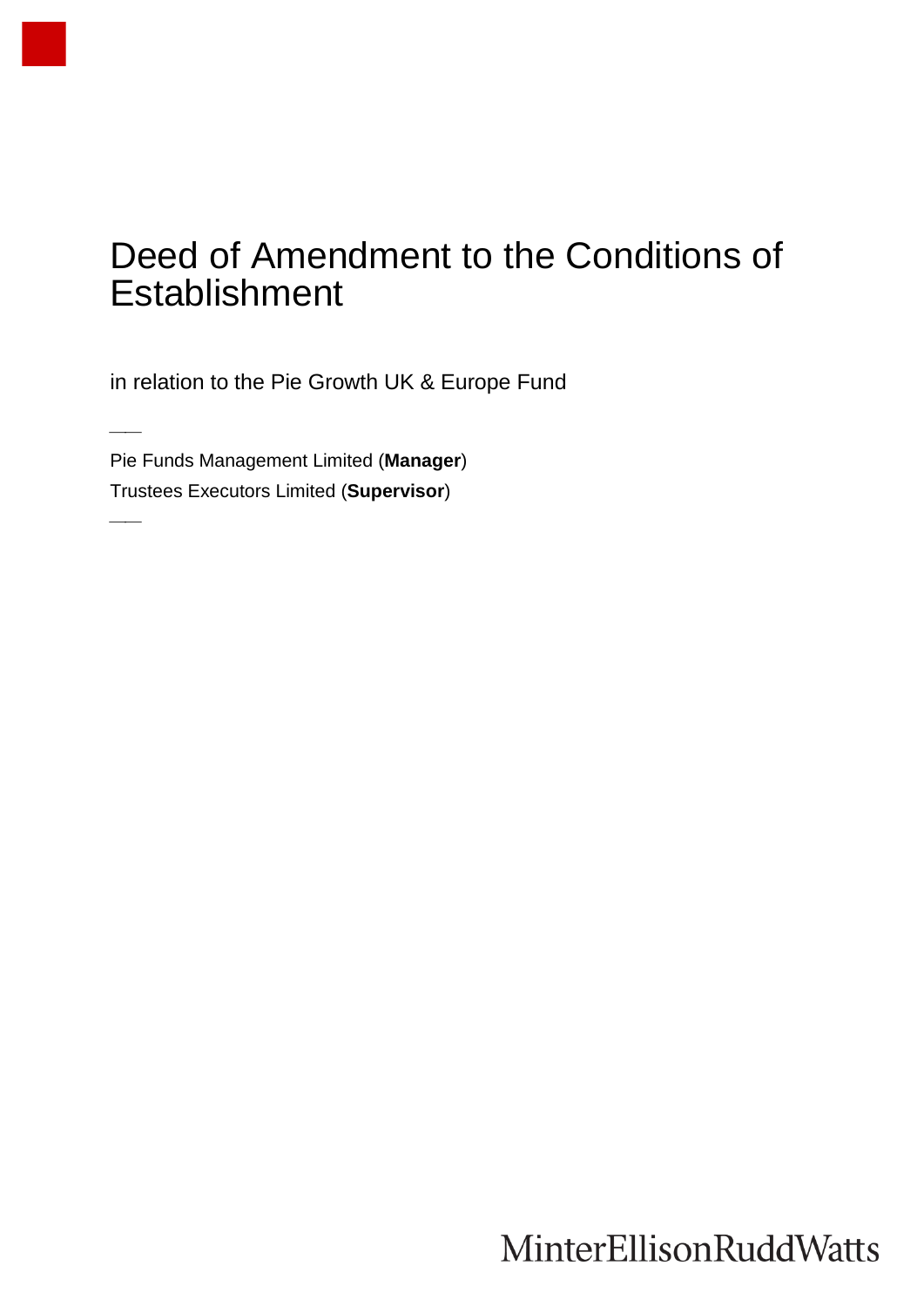# Deed of Amendment to the Conditions of Establishment

in relation to the Pie Growth UK & Europe Fund

---

Pie Funds Management Limited (**Manager**)

Trustees Executors Limited (**Supervisor**)

---

MinterEllisonRuddWatts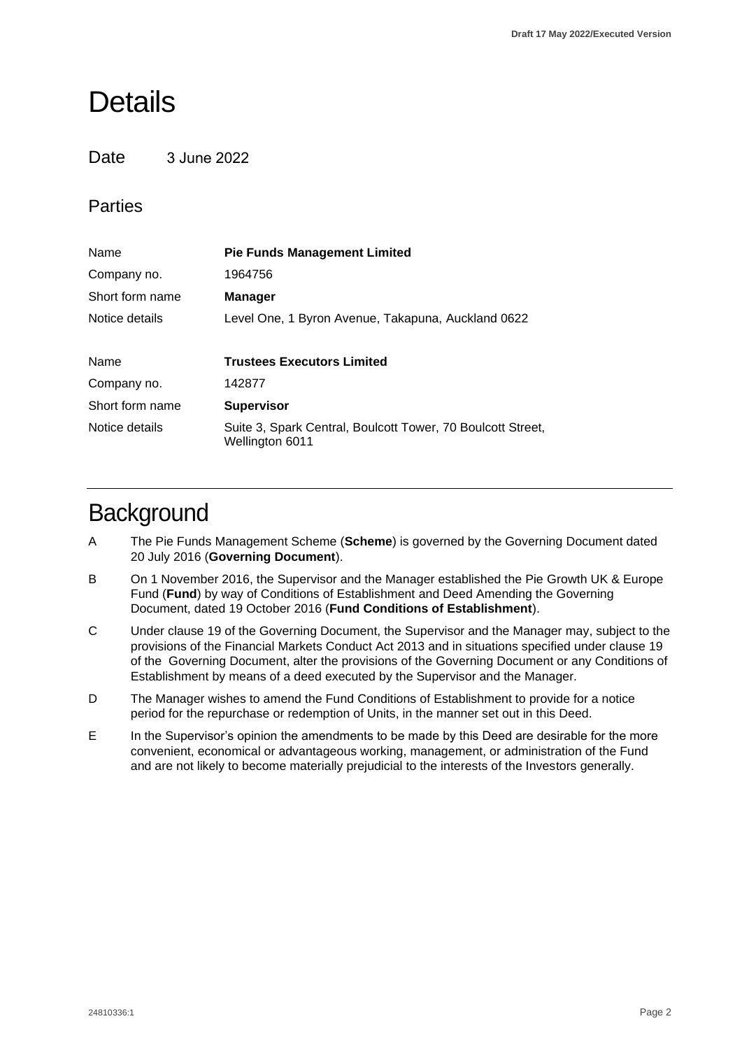# Details

Date 3 June 2022

## Parties

| | |
|---|---|
| Name | **Pie Funds Management Limited** |
| Company no. | 1964756 |
| Short form name | **Manager** |
| Notice details | Level One, 1 Byron Avenue, Takapuna, Auckland 0622 |
| | |
| Name | **Trustees Executors Limited** |
| Company no. | 142877 |
| Short form name | **Supervisor** |
| Notice details | Suite 3, Spark Central, Boulcott Tower, 70 Boulcott Street, Wellington 6011 |

# Background

A The Pie Funds Management Scheme (**Scheme**) is governed by the Governing Document dated 20 July 2016 (**Governing Document**).

B On 1 November 2016, the Supervisor and the Manager established the Pie Growth UK & Europe Fund (**Fund**) by way of Conditions of Establishment and Deed Amending the Governing Document, dated 19 October 2016 (**Fund Conditions of Establishment**).

C Under clause 19 of the Governing Document, the Supervisor and the Manager may, subject to the provisions of the Financial Markets Conduct Act 2013 and in situations specified under clause 19 of the Governing Document, alter the provisions of the Governing Document or any Conditions of Establishment by means of a deed executed by the Supervisor and the Manager.

D The Manager wishes to amend the Fund Conditions of Establishment to provide for a notice period for the repurchase or redemption of Units, in the manner set out in this Deed.

E In the Supervisor's opinion the amendments to be made by this Deed are desirable for the more convenient, economical or advantageous working, management, or administration of the Fund and are not likely to become materially prejudicial to the interests of the Investors generally.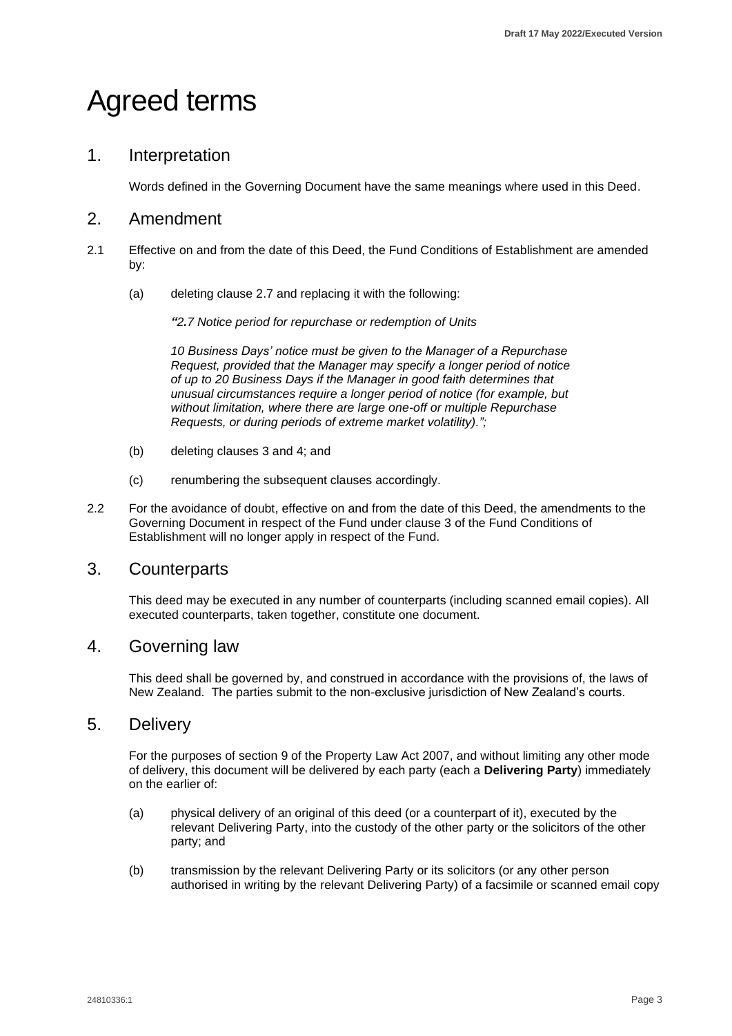# Agreed terms

## 1. Interpretation

Words defined in the Governing Document have the same meanings where used in this Deed.

## 2. Amendment

2.1 Effective on and from the date of this Deed, the Fund Conditions of Establishment are amended by:

(a) deleting clause 2.7 and replacing it with the following:

*"2.7 Notice period for repurchase or redemption of Units*

*10 Business Days' notice must be given to the Manager of a Repurchase Request, provided that the Manager may specify a longer period of notice of up to 20 Business Days if the Manager in good faith determines that unusual circumstances require a longer period of notice (for example, but without limitation, where there are large one-off or multiple Repurchase Requests, or during periods of extreme market volatility).";*

(b) deleting clauses 3 and 4; and

(c) renumbering the subsequent clauses accordingly.

2.2 For the avoidance of doubt, effective on and from the date of this Deed, the amendments to the Governing Document in respect of the Fund under clause 3 of the Fund Conditions of Establishment will no longer apply in respect of the Fund.

## 3. Counterparts

This deed may be executed in any number of counterparts (including scanned email copies). All executed counterparts, taken together, constitute one document.

## 4. Governing law

This deed shall be governed by, and construed in accordance with the provisions of, the laws of New Zealand. The parties submit to the non-exclusive jurisdiction of New Zealand's courts.

## 5. Delivery

For the purposes of section 9 of the Property Law Act 2007, and without limiting any other mode of delivery, this document will be delivered by each party (each a **Delivering Party**) immediately on the earlier of:

(a) physical delivery of an original of this deed (or a counterpart of it), executed by the relevant Delivering Party, into the custody of the other party or the solicitors of the other party; and

(b) transmission by the relevant Delivering Party or its solicitors (or any other person authorised in writing by the relevant Delivering Party) of a facsimile or scanned email copy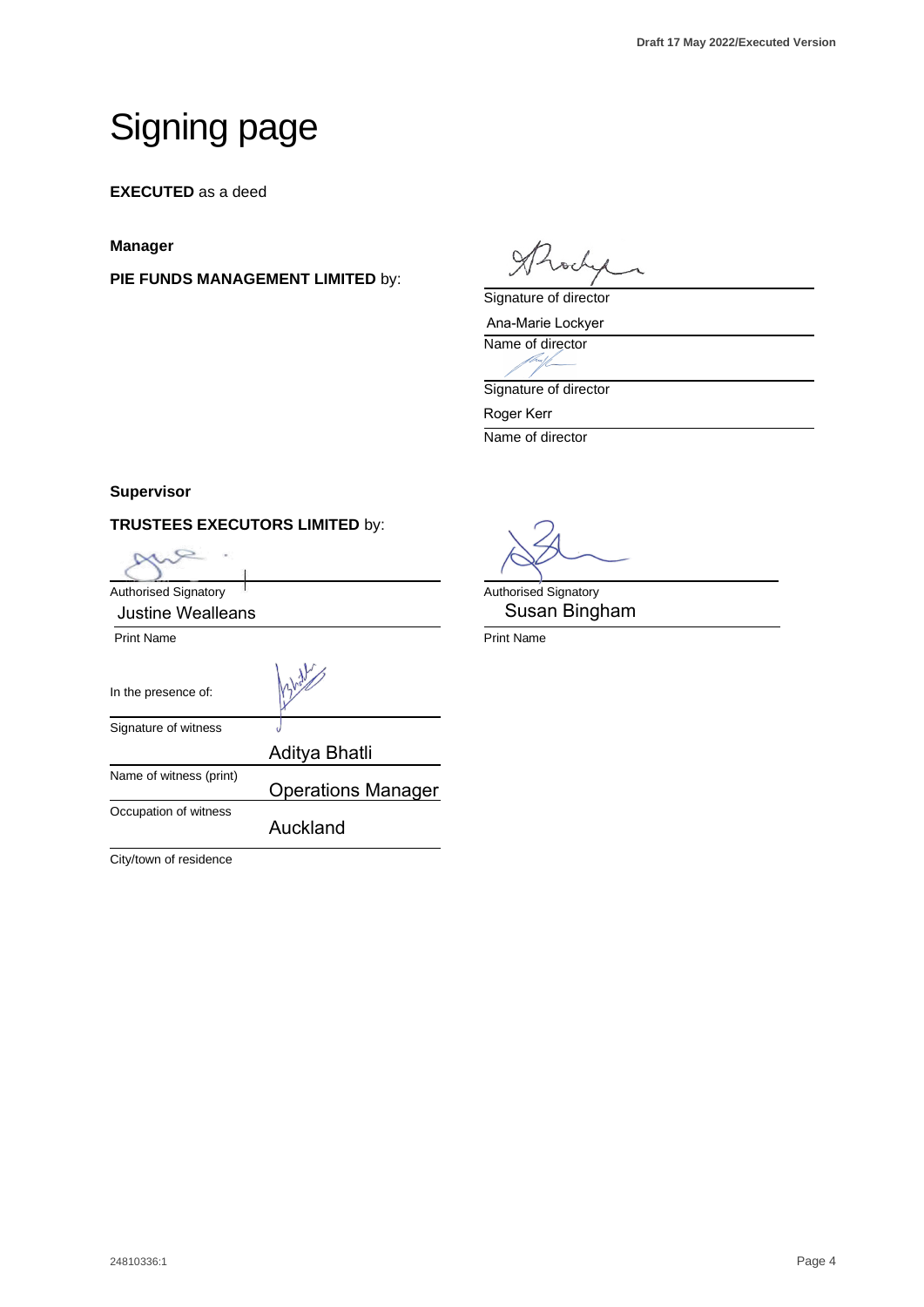# Signing page

**EXECUTED** as a deed

**Manager**

**PIE FUNDS MANAGEMENT LIMITED** by:

Signature of director

Ana-Marie Lockyer

Name of director

Signature of director

Roger Kerr

Name of director

**Supervisor**

**TRUSTEES EXECUTORS LIMITED** by:

Authorised Signatory

Justine Wealleans

Print Name

Authorised Signatory

Susan Bingham

Print Name

In the presence of:

Signature of witness

Aditya Bhatli

Name of witness (print)

Operations Manager

Occupation of witness

Auckland

City/town of residence